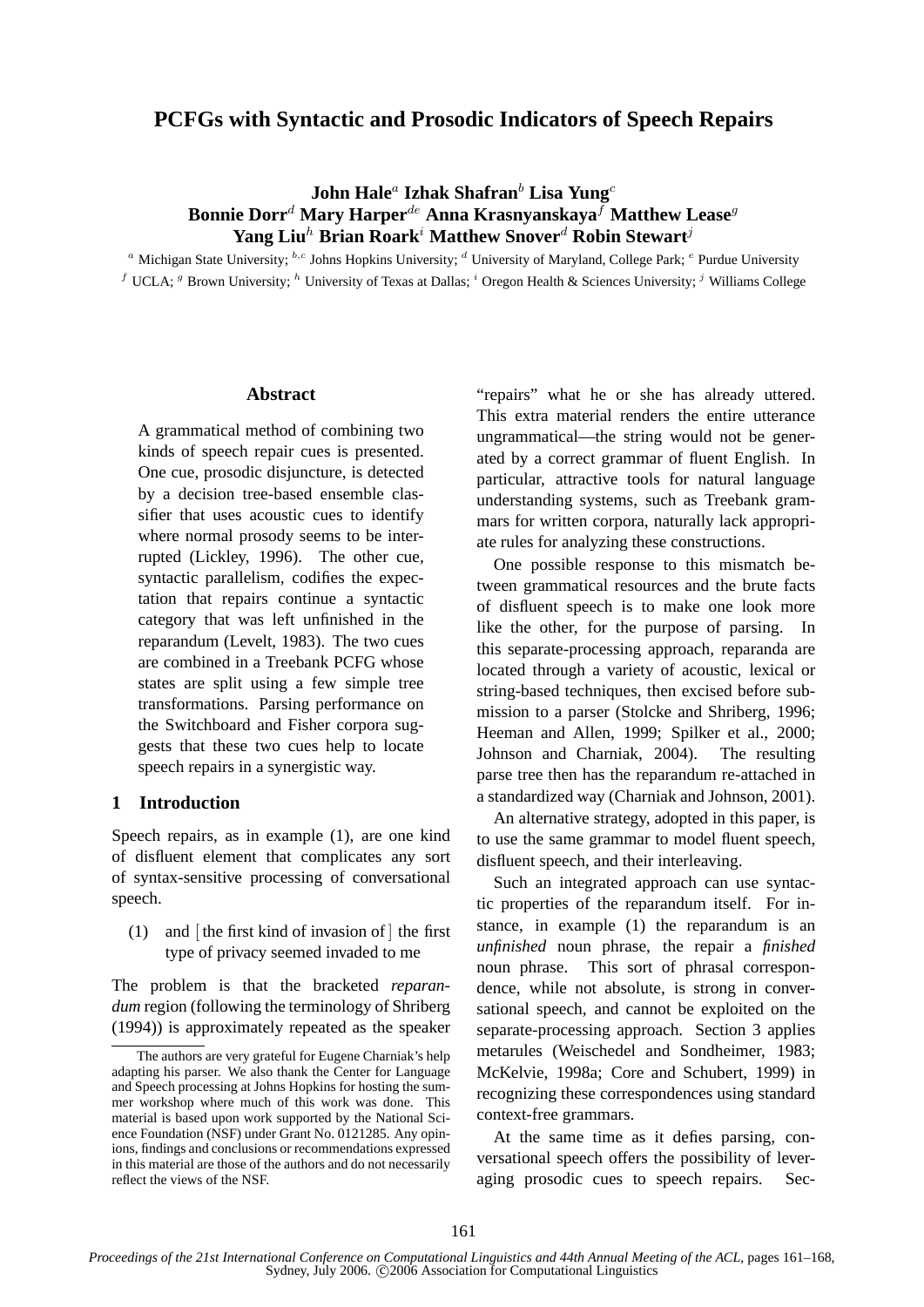# PCFGs with Syntactic and Prosodic Indicators of Speech Repairs

**John Hale**[a] **Izhak Shafran**[b] **Lisa Yung**[c]
**Bonnie Dorr**[d] **Mary Harper**[de] **Anna Krasnyanskaya**[f] **Matthew Lease**[g]
**Yang Liu**[h] **Brian Roark**[i] **Matthew Snover**[d] **Robin Stewart**[j]

[a] Michigan State University; [b,c] Johns Hopkins University; [d] University of Maryland, College Park; [e] Purdue University
[f] UCLA; [g] Brown University; [h] University of Texas at Dallas; [i] Oregon Health & Sciences University; [j] Williams College

## Abstract

A grammatical method of combining two kinds of speech repair cues is presented. One cue, prosodic disjuncture, is detected by a decision tree-based ensemble classifier that uses acoustic cues to identify where normal prosody seems to be interrupted (Lickley, 1996). The other cue, syntactic parallelism, codifies the expectation that repairs continue a syntactic category that was left unfinished in the reparandum (Levelt, 1983). The two cues are combined in a Treebank PCFG whose states are split using a few simple tree transformations. Parsing performance on the Switchboard and Fisher corpora suggests that these two cues help to locate speech repairs in a synergistic way.

## 1 Introduction

Speech repairs, as in example (1), are one kind of disfluent element that complicates any sort of syntax-sensitive processing of conversational speech.

(1) and [ the first kind of invasion of ] the first type of privacy seemed invaded to me

The problem is that the bracketed *reparandum* region (following the terminology of Shriberg (1994)) is approximately repeated as the speaker "repairs" what he or she has already uttered. This extra material renders the entire utterance ungrammatical—the string would not be generated by a correct grammar of fluent English. In particular, attractive tools for natural language understanding systems, such as Treebank grammars for written corpora, naturally lack appropriate rules for analyzing these constructions.

One possible response to this mismatch between grammatical resources and the brute facts of disfluent speech is to make one look more like the other, for the purpose of parsing. In this separate-processing approach, reparanda are located through a variety of acoustic, lexical or string-based techniques, then excised before submission to a parser (Stolcke and Shriberg, 1996; Heeman and Allen, 1999; Spilker et al., 2000; Johnson and Charniak, 2004). The resulting parse tree then has the reparandum re-attached in a standardized way (Charniak and Johnson, 2001).

An alternative strategy, adopted in this paper, is to use the same grammar to model fluent speech, disfluent speech, and their interleaving.

Such an integrated approach can use syntactic properties of the reparandum itself. For instance, in example (1) the reparandum is an *unfinished* noun phrase, the repair a *finished* noun phrase. This sort of phrasal correspondence, while not absolute, is strong in conversational speech, and cannot be exploited on the separate-processing approach. Section 3 applies metarules (Weischedel and Sondheimer, 1983; McKelvie, 1998a; Core and Schubert, 1999) in recognizing these correspondences using standard context-free grammars.

At the same time as it defies parsing, conversational speech offers the possibility of leveraging prosodic cues to speech repairs. Sec-

The authors are very grateful for Eugene Charniak's help adapting his parser. We also thank the Center for Language and Speech processing at Johns Hopkins for hosting the summer workshop where much of this work was done. This material is based upon work supported by the National Science Foundation (NSF) under Grant No. 0121285. Any opinions, findings and conclusions or recommendations expressed in this material are those of the authors and do not necessarily reflect the views of the NSF.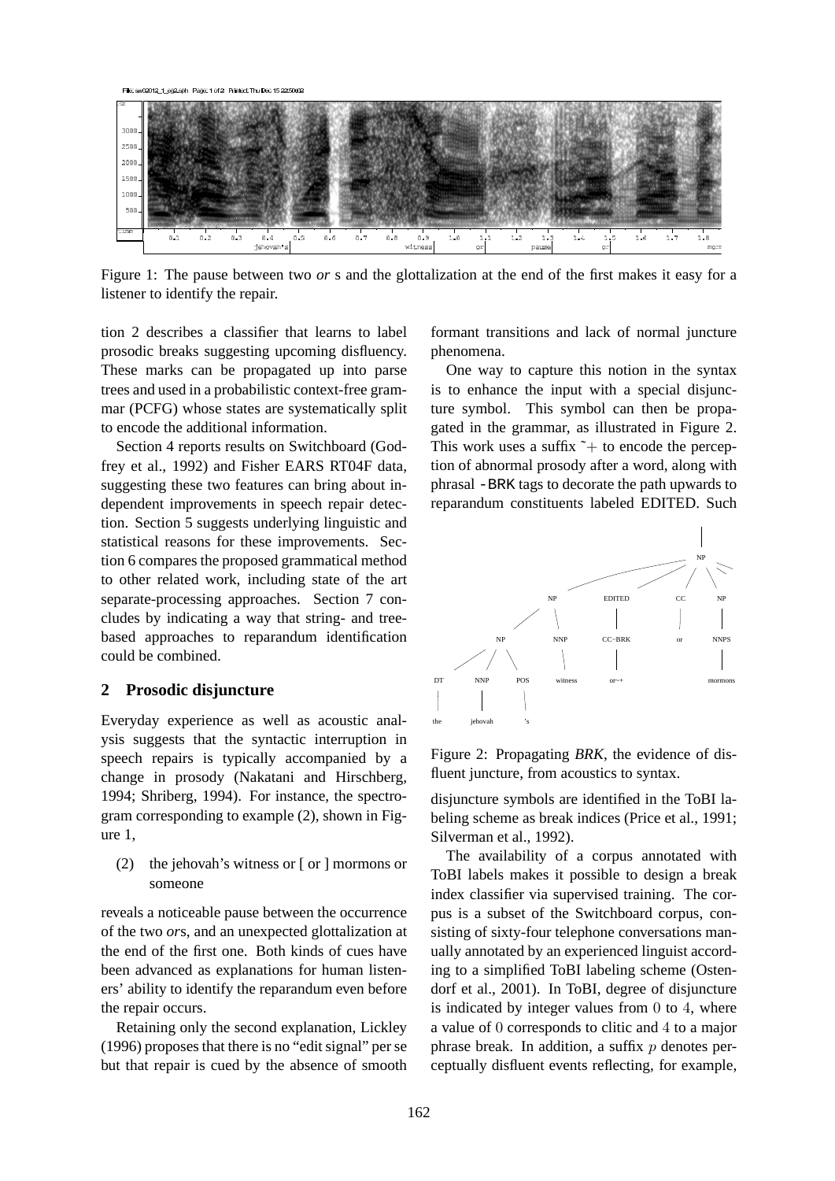Figure 1: The pause between two *or* s and the glottalization at the end of the first makes it easy for a listener to identify the repair.

tion 2 describes a classifier that learns to label prosodic breaks suggesting upcoming disfluency. These marks can be propagated up into parse trees and used in a probabilistic context-free grammar (PCFG) whose states are systematically split to encode the additional information.

Section 4 reports results on Switchboard (Godfrey et al., 1992) and Fisher EARS RT04F data, suggesting these two features can bring about independent improvements in speech repair detection. Section 5 suggests underlying linguistic and statistical reasons for these improvements. Section 6 compares the proposed grammatical method to other related work, including state of the art separate-processing approaches. Section 7 concludes by indicating a way that string- and tree-based approaches to reparandum identification could be combined.

## 2 Prosodic disjuncture

Everyday experience as well as acoustic analysis suggests that the syntactic interruption in speech repairs is typically accompanied by a change in prosody (Nakatani and Hirschberg, 1994; Shriberg, 1994). For instance, the spectrogram corresponding to example (2), shown in Figure 1,

(2) the jehovah's witness or [ or ] mormons or someone

reveals a noticeable pause between the occurrence of the two *or*s, and an unexpected glottalization at the end of the first one. Both kinds of cues have been advanced as explanations for human listeners' ability to identify the reparandum even before the repair occurs.

Retaining only the second explanation, Lickley (1996) proposes that there is no "edit signal" per se but that repair is cued by the absence of smooth formant transitions and lack of normal juncture phenomena.

One way to capture this notion in the syntax is to enhance the input with a special disjuncture symbol. This symbol can then be propagated in the grammar, as illustrated in Figure 2. This work uses a suffix $\tilde{}+$ to encode the perception of abnormal prosody after a word, along with phrasal -BRK tags to decorate the path upwards to reparandum constituents labeled EDITED. Such

Figure 2: Propagating *BRK*, the evidence of disfluent juncture, from acoustics to syntax.

disjuncture symbols are identified in the ToBI labeling scheme as break indices (Price et al., 1991; Silverman et al., 1992).

The availability of a corpus annotated with ToBI labels makes it possible to design a break index classifier via supervised training. The corpus is a subset of the Switchboard corpus, consisting of sixty-four telephone conversations manually annotated by an experienced linguist according to a simplified ToBI labeling scheme (Ostendorf et al., 2001). In ToBI, degree of disjuncture is indicated by integer values from 0 to 4, where a value of 0 corresponds to clitic and 4 to a major phrase break. In addition, a suffix $p$ denotes perceptually disfluent events reflecting, for example,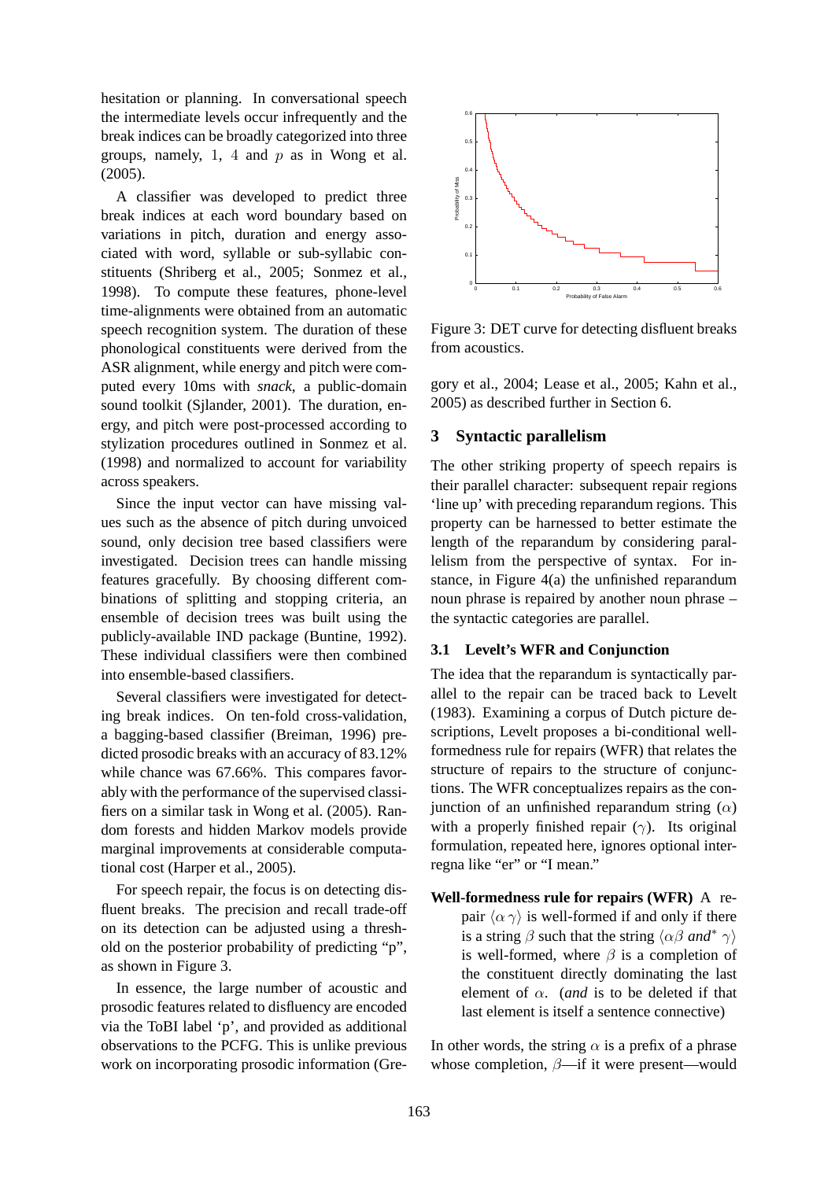hesitation or planning. In conversational speech the intermediate levels occur infrequently and the break indices can be broadly categorized into three groups, namely, 1, 4 and $p$ as in Wong et al. (2005).

A classifier was developed to predict three break indices at each word boundary based on variations in pitch, duration and energy associated with word, syllable or sub-syllabic constituents (Shriberg et al., 2005; Sonmez et al., 1998). To compute these features, phone-level time-alignments were obtained from an automatic speech recognition system. The duration of these phonological constituents were derived from the ASR alignment, while energy and pitch were computed every 10ms with *snack*, a public-domain sound toolkit (Sjlander, 2001). The duration, energy, and pitch were post-processed according to stylization procedures outlined in Sonmez et al. (1998) and normalized to account for variability across speakers.

Since the input vector can have missing values such as the absence of pitch during unvoiced sound, only decision tree based classifiers were investigated. Decision trees can handle missing features gracefully. By choosing different combinations of splitting and stopping criteria, an ensemble of decision trees was built using the publicly-available IND package (Buntine, 1992). These individual classifiers were then combined into ensemble-based classifiers.

Several classifiers were investigated for detecting break indices. On ten-fold cross-validation, a bagging-based classifier (Breiman, 1996) predicted prosodic breaks with an accuracy of 83.12% while chance was 67.66%. This compares favorably with the performance of the supervised classifiers on a similar task in Wong et al. (2005). Random forests and hidden Markov models provide marginal improvements at considerable computational cost (Harper et al., 2005).

For speech repair, the focus is on detecting disfluent breaks. The precision and recall trade-off on its detection can be adjusted using a threshold on the posterior probability of predicting "p", as shown in Figure 3.

In essence, the large number of acoustic and prosodic features related to disfluency are encoded via the ToBI label 'p', and provided as additional observations to the PCFG. This is unlike previous work on incorporating prosodic information (Gregory et al., 2004; Lease et al., 2005; Kahn et al., 2005) as described further in Section 6.

Figure 3: DET curve for detecting disfluent breaks from acoustics.

## 3 Syntactic parallelism

The other striking property of speech repairs is their parallel character: subsequent repair regions 'line up' with preceding reparandum regions. This property can be harnessed to better estimate the length of the reparandum by considering parallelism from the perspective of syntax. For instance, in Figure 4(a) the unfinished reparandum noun phrase is repaired by another noun phrase – the syntactic categories are parallel.

### 3.1 Levelt's WFR and Conjunction

The idea that the reparandum is syntactically parallel to the repair can be traced back to Levelt (1983). Examining a corpus of Dutch picture descriptions, Levelt proposes a bi-conditional well-formedness rule for repairs (WFR) that relates the structure of repairs to the structure of conjunctions. The WFR conceptualizes repairs as the conjunction of an unfinished reparandum string ($\alpha$) with a properly finished repair ($\gamma$). Its original formulation, repeated here, ignores optional interregna like "er" or "I mean."

**Well-formedness rule for repairs (WFR)** A repair $\langle \alpha \, \gamma \rangle$ is well-formed if and only if there is a string $\beta$ such that the string $\langle \alpha \beta$ *and*$^{*}$ $\gamma \rangle$ is well-formed, where $\beta$ is a completion of the constituent directly dominating the last element of $\alpha$. (*and* is to be deleted if that last element is itself a sentence connective)

In other words, the string $\alpha$ is a prefix of a phrase whose completion, $\beta$—if it were present—would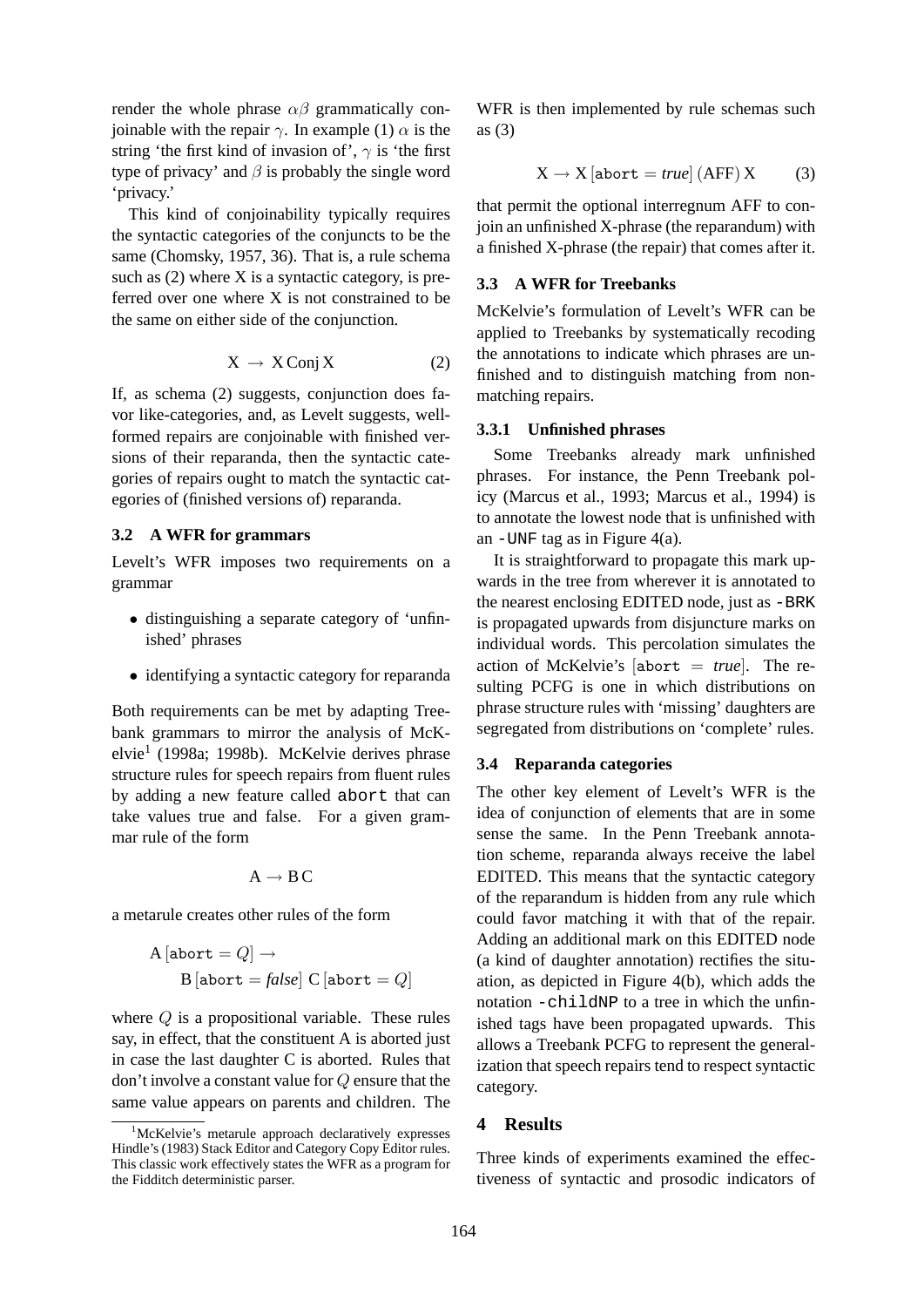render the whole phrase $\alpha\beta$ grammatically conjoinable with the repair $\gamma$. In example (1) $\alpha$ is the string 'the first kind of invasion of', $\gamma$ is 'the first type of privacy' and $\beta$ is probably the single word 'privacy.'

This kind of conjoinability typically requires the syntactic categories of the conjuncts to be the same (Chomsky, 1957, 36). That is, a rule schema such as (2) where X is a syntactic category, is preferred over one where X is not constrained to be the same on either side of the conjunction.

$$\mathrm{X} \rightarrow \mathrm{X}\,\mathrm{Conj}\,\mathrm{X} \qquad (2)$$

If, as schema (2) suggests, conjunction does favor like-categories, and, as Levelt suggests, well-formed repairs are conjoinable with finished versions of their reparanda, then the syntactic categories of repairs ought to match the syntactic categories of (finished versions of) reparanda.

### 3.2 A WFR for grammars

Levelt's WFR imposes two requirements on a grammar

- distinguishing a separate category of 'unfinished' phrases
- identifying a syntactic category for reparanda

Both requirements can be met by adapting Treebank grammars to mirror the analysis of McKelvie[1] (1998a; 1998b). McKelvie derives phrase structure rules for speech repairs from fluent rules by adding a new feature called `abort` that can take values true and false. For a given grammar rule of the form

$$\mathrm{A} \rightarrow \mathrm{B}\,\mathrm{C}$$

a metarule creates other rules of the form

$$\mathrm{A}\,[\mathtt{abort} = Q] \rightarrow \mathrm{B}\,[\mathtt{abort} = \mathit{false}]\ \mathrm{C}\,[\mathtt{abort} = Q]$$

where $Q$ is a propositional variable. These rules say, in effect, that the constituent A is aborted just in case the last daughter C is aborted. Rules that don't involve a constant value for $Q$ ensure that the same value appears on parents and children. The WFR is then implemented by rule schemas such as (3)

$$\mathrm{X} \rightarrow \mathrm{X}\,[\mathtt{abort} = \mathit{true}]\,(\mathrm{AFF})\,\mathrm{X} \qquad (3)$$

that permit the optional interregnum AFF to conjoin an unfinished X-phrase (the reparandum) with a finished X-phrase (the repair) that comes after it.

[1] McKelvie's metarule approach declaratively expresses Hindle's (1983) Stack Editor and Category Copy Editor rules. This classic work effectively states the WFR as a program for the Fidditch deterministic parser.

### 3.3 A WFR for Treebanks

McKelvie's formulation of Levelt's WFR can be applied to Treebanks by systematically recoding the annotations to indicate which phrases are unfinished and to distinguish matching from non-matching repairs.

#### 3.3.1 Unfinished phrases

Some Treebanks already mark unfinished phrases. For instance, the Penn Treebank policy (Marcus et al., 1993; Marcus et al., 1994) is to annotate the lowest node that is unfinished with an `-UNF` tag as in Figure 4(a).

It is straightforward to propagate this mark upwards in the tree from wherever it is annotated to the nearest enclosing EDITED node, just as `-BRK` is propagated upwards from disjuncture marks on individual words. This percolation simulates the action of McKelvie's $[\mathtt{abort} = \mathit{true}]$. The resulting PCFG is one in which distributions on phrase structure rules with 'missing' daughters are segregated from distributions on 'complete' rules.

### 3.4 Reparanda categories

The other key element of Levelt's WFR is the idea of conjunction of elements that are in some sense the same. In the Penn Treebank annotation scheme, reparanda always receive the label EDITED. This means that the syntactic category of the reparandum is hidden from any rule which could favor matching it with that of the repair. Adding an additional mark on this EDITED node (a kind of daughter annotation) rectifies the situation, as depicted in Figure 4(b), which adds the notation `-childNP` to a tree in which the unfinished tags have been propagated upwards. This allows a Treebank PCFG to represent the generalization that speech repairs tend to respect syntactic category.

## 4 Results

Three kinds of experiments examined the effectiveness of syntactic and prosodic indicators of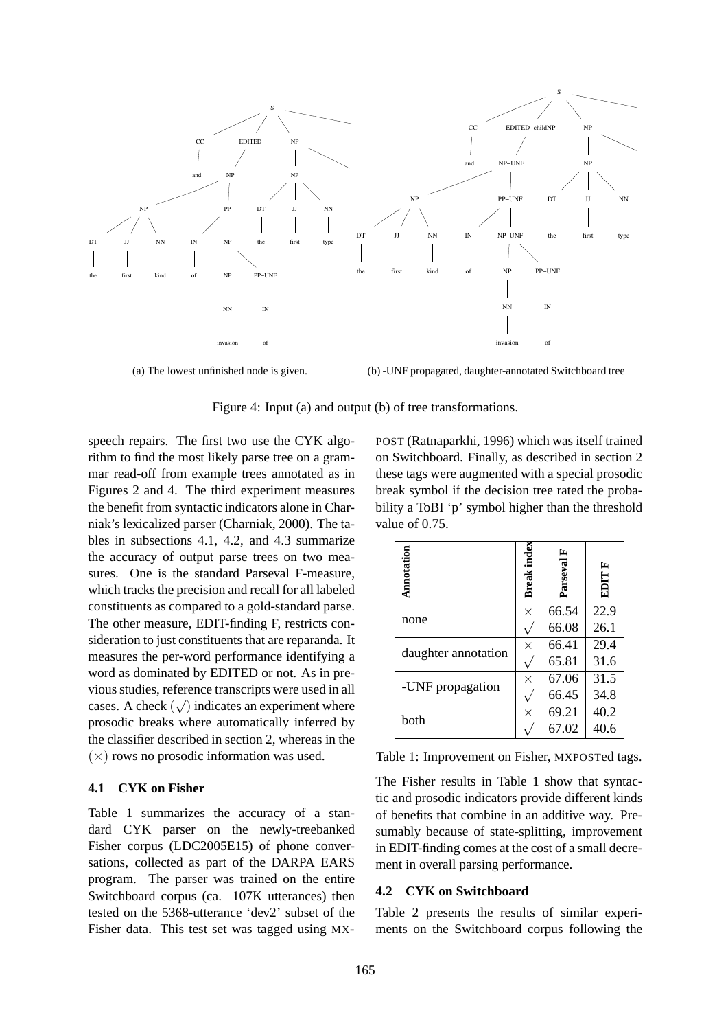(a) The lowest unfinished node is given.

(b) -UNF propagated, daughter-annotated Switchboard tree

Figure 4: Input (a) and output (b) of tree transformations.

speech repairs. The first two use the CYK algorithm to find the most likely parse tree on a grammar read-off from example trees annotated as in Figures 2 and 4. The third experiment measures the benefit from syntactic indicators alone in Charniak's lexicalized parser (Charniak, 2000). The tables in subsections 4.1, 4.2, and 4.3 summarize the accuracy of output parse trees on two measures. One is the standard Parseval F-measure, which tracks the precision and recall for all labeled constituents as compared to a gold-standard parse. The other measure, EDIT-finding F, restricts consideration to just constituents that are reparanda. It measures the per-word performance identifying a word as dominated by EDITED or not. As in previous studies, reference transcripts were used in all cases. A check ($\surd$) indicates an experiment where prosodic breaks where automatically inferred by the classifier described in section 2, whereas in the ($\times$) rows no prosodic information was used.

### 4.1 CYK on Fisher

Table 1 summarizes the accuracy of a standard CYK parser on the newly-treebanked Fisher corpus (LDC2005E15) of phone conversations, collected as part of the DARPA EARS program. The parser was trained on the entire Switchboard corpus (ca. 107K utterances) then tested on the 5368-utterance 'dev2' subset of the Fisher data. This test set was tagged using MXPOST (Ratnaparkhi, 1996) which was itself trained on Switchboard. Finally, as described in section 2 these tags were augmented with a special prosodic break symbol if the decision tree rated the probability a ToBI 'p' symbol higher than the threshold value of 0.75.

| Annotation | Break index | Parseval F | EDIT F |
|---|---|---|---|
| none | $\times$ | 66.54 | 22.9 |
| | $\surd$ | 66.08 | 26.1 |
| daughter annotation | $\times$ | 66.41 | 29.4 |
| | $\surd$ | 65.81 | 31.6 |
| -UNF propagation | $\times$ | 67.06 | 31.5 |
| | $\surd$ | 66.45 | 34.8 |
| both | $\times$ | 69.21 | 40.2 |
| | $\surd$ | 67.02 | 40.6 |

Table 1: Improvement on Fisher, MXPOSTed tags.

The Fisher results in Table 1 show that syntactic and prosodic indicators provide different kinds of benefits that combine in an additive way. Presumably because of state-splitting, improvement in EDIT-finding comes at the cost of a small decrement in overall parsing performance.

### 4.2 CYK on Switchboard

Table 2 presents the results of similar experiments on the Switchboard corpus following the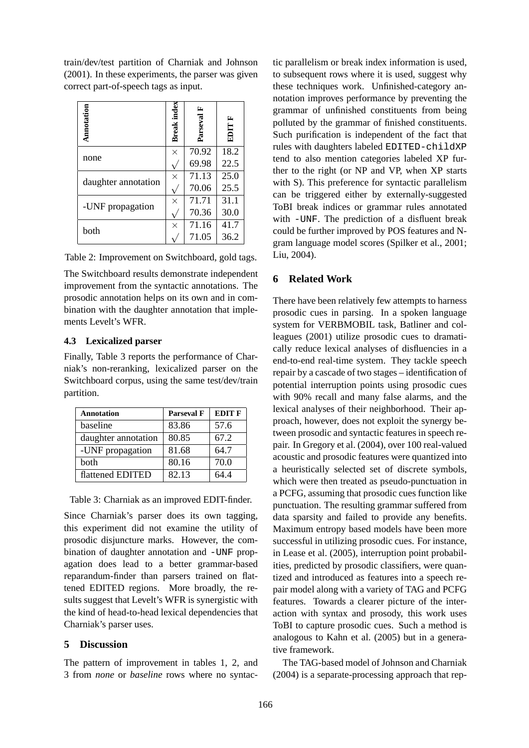train/dev/test partition of Charniak and Johnson (2001). In these experiments, the parser was given correct part-of-speech tags as input.

| Annotation | Break index | Parseval F | EDIT F |
|---|---|---|---|
| none | × | 70.92 | 18.2 |
| | √ | 69.98 | 22.5 |
| daughter annotation | × | 71.13 | 25.0 |
| | √ | 70.06 | 25.5 |
| -UNF propagation | × | 71.71 | 31.1 |
| | √ | 70.36 | 30.0 |
| both | × | 71.16 | 41.7 |
| | √ | 71.05 | 36.2 |

Table 2: Improvement on Switchboard, gold tags.

The Switchboard results demonstrate independent improvement from the syntactic annotations. The prosodic annotation helps on its own and in combination with the daughter annotation that implements Levelt's WFR.

### 4.3 Lexicalized parser

Finally, Table 3 reports the performance of Charniak's non-reranking, lexicalized parser on the Switchboard corpus, using the same test/dev/train partition.

| Annotation | Parseval F | EDIT F |
|---|---|---|
| baseline | 83.86 | 57.6 |
| daughter annotation | 80.85 | 67.2 |
| -UNF propagation | 81.68 | 64.7 |
| both | 80.16 | 70.0 |
| flattened EDITED | 82.13 | 64.4 |

Table 3: Charniak as an improved EDIT-finder.

Since Charniak's parser does its own tagging, this experiment did not examine the utility of prosodic disjuncture marks. However, the combination of daughter annotation and `-UNF` propagation does lead to a better grammar-based reparandum-finder than parsers trained on flattened EDITED regions. More broadly, the results suggest that Levelt's WFR is synergistic with the kind of head-to-head lexical dependencies that Charniak's parser uses.

## 5 Discussion

The pattern of improvement in tables 1, 2, and 3 from *none* or *baseline* rows where no syntactic parallelism or break index information is used, to subsequent rows where it is used, suggest why these techniques work. Unfinished-category annotation improves performance by preventing the grammar of unfinished constituents from being polluted by the grammar of finished constituents. Such purification is independent of the fact that rules with daughters labeled `EDITED-childXP` tend to also mention categories labeled XP further to the right (or NP and VP, when XP starts with S). This preference for syntactic parallelism can be triggered either by externally-suggested ToBI break indices or grammar rules annotated with `-UNF`. The prediction of a disfluent break could be further improved by POS features and N-gram language model scores (Spilker et al., 2001; Liu, 2004).

## 6 Related Work

There have been relatively few attempts to harness prosodic cues in parsing. In a spoken language system for VERBMOBIL task, Batliner and colleagues (2001) utilize prosodic cues to dramatically reduce lexical analyses of disfluencies in a end-to-end real-time system. They tackle speech repair by a cascade of two stages – identification of potential interruption points using prosodic cues with 90% recall and many false alarms, and the lexical analyses of their neighborhood. Their approach, however, does not exploit the synergy between prosodic and syntactic features in speech repair. In Gregory et al. (2004), over 100 real-valued acoustic and prosodic features were quantized into a heuristically selected set of discrete symbols, which were then treated as pseudo-punctuation in a PCFG, assuming that prosodic cues function like punctuation. The resulting grammar suffered from data sparsity and failed to provide any benefits. Maximum entropy based models have been more successful in utilizing prosodic cues. For instance, in Lease et al. (2005), interruption point probabilities, predicted by prosodic classifiers, were quantized and introduced as features into a speech repair model along with a variety of TAG and PCFG features. Towards a clearer picture of the interaction with syntax and prosody, this work uses ToBI to capture prosodic cues. Such a method is analogous to Kahn et al. (2005) but in a generative framework.

The TAG-based model of Johnson and Charniak (2004) is a separate-processing approach that rep-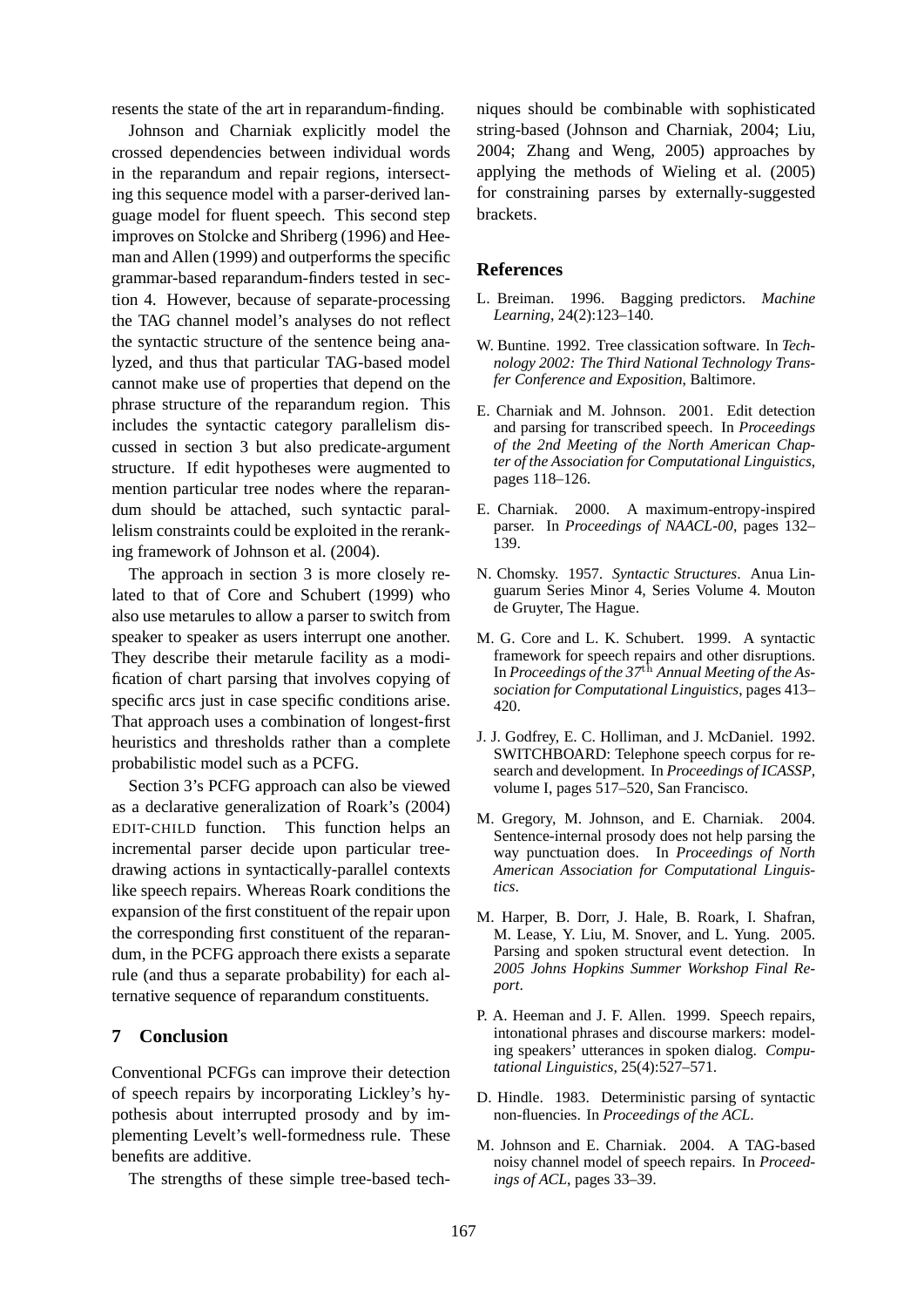resents the state of the art in reparandum-finding.

Johnson and Charniak explicitly model the crossed dependencies between individual words in the reparandum and repair regions, intersecting this sequence model with a parser-derived language model for fluent speech. This second step improves on Stolcke and Shriberg (1996) and Heeman and Allen (1999) and outperforms the specific grammar-based reparandum-finders tested in section 4. However, because of separate-processing the TAG channel model's analyses do not reflect the syntactic structure of the sentence being analyzed, and thus that particular TAG-based model cannot make use of properties that depend on the phrase structure of the reparandum region. This includes the syntactic category parallelism discussed in section 3 but also predicate-argument structure. If edit hypotheses were augmented to mention particular tree nodes where the reparandum should be attached, such syntactic parallelism constraints could be exploited in the reranking framework of Johnson et al. (2004).

The approach in section 3 is more closely related to that of Core and Schubert (1999) who also use metarules to allow a parser to switch from speaker to speaker as users interrupt one another. They describe their metarule facility as a modification of chart parsing that involves copying of specific arcs just in case specific conditions arise. That approach uses a combination of longest-first heuristics and thresholds rather than a complete probabilistic model such as a PCFG.

Section 3's PCFG approach can also be viewed as a declarative generalization of Roark's (2004) EDIT-CHILD function. This function helps an incremental parser decide upon particular tree-drawing actions in syntactically-parallel contexts like speech repairs. Whereas Roark conditions the expansion of the first constituent of the repair upon the corresponding first constituent of the reparandum, in the PCFG approach there exists a separate rule (and thus a separate probability) for each alternative sequence of reparandum constituents.

## 7 Conclusion

Conventional PCFGs can improve their detection of speech repairs by incorporating Lickley's hypothesis about interrupted prosody and by implementing Levelt's well-formedness rule. These benefits are additive.

The strengths of these simple tree-based techniques should be combinable with sophisticated string-based (Johnson and Charniak, 2004; Liu, 2004; Zhang and Weng, 2005) approaches by applying the methods of Wieling et al. (2005) for constraining parses by externally-suggested brackets.

## References

L. Breiman. 1996. Bagging predictors. *Machine Learning*, 24(2):123–140.

W. Buntine. 1992. Tree classication software. In *Technology 2002: The Third National Technology Transfer Conference and Exposition*, Baltimore.

E. Charniak and M. Johnson. 2001. Edit detection and parsing for transcribed speech. In *Proceedings of the 2nd Meeting of the North American Chapter of the Association for Computational Linguistics*, pages 118–126.

E. Charniak. 2000. A maximum-entropy-inspired parser. In *Proceedings of NAACL-00*, pages 132–139.

N. Chomsky. 1957. *Syntactic Structures*. Anua Linguarum Series Minor 4, Series Volume 4. Mouton de Gruyter, The Hague.

M. G. Core and L. K. Schubert. 1999. A syntactic framework for speech repairs and other disruptions. In *Proceedings of the 37th Annual Meeting of the Association for Computational Linguistics*, pages 413–420.

J. J. Godfrey, E. C. Holliman, and J. McDaniel. 1992. SWITCHBOARD: Telephone speech corpus for research and development. In *Proceedings of ICASSP*, volume I, pages 517–520, San Francisco.

M. Gregory, M. Johnson, and E. Charniak. 2004. Sentence-internal prosody does not help parsing the way punctuation does. In *Proceedings of North American Association for Computational Linguistics*.

M. Harper, B. Dorr, J. Hale, B. Roark, I. Shafran, M. Lease, Y. Liu, M. Snover, and L. Yung. 2005. Parsing and spoken structural event detection. In *2005 Johns Hopkins Summer Workshop Final Report*.

P. A. Heeman and J. F. Allen. 1999. Speech repairs, intonational phrases and discourse markers: modeling speakers' utterances in spoken dialog. *Computational Linguistics*, 25(4):527–571.

D. Hindle. 1983. Deterministic parsing of syntactic non-fluencies. In *Proceedings of the ACL*.

M. Johnson and E. Charniak. 2004. A TAG-based noisy channel model of speech repairs. In *Proceedings of ACL*, pages 33–39.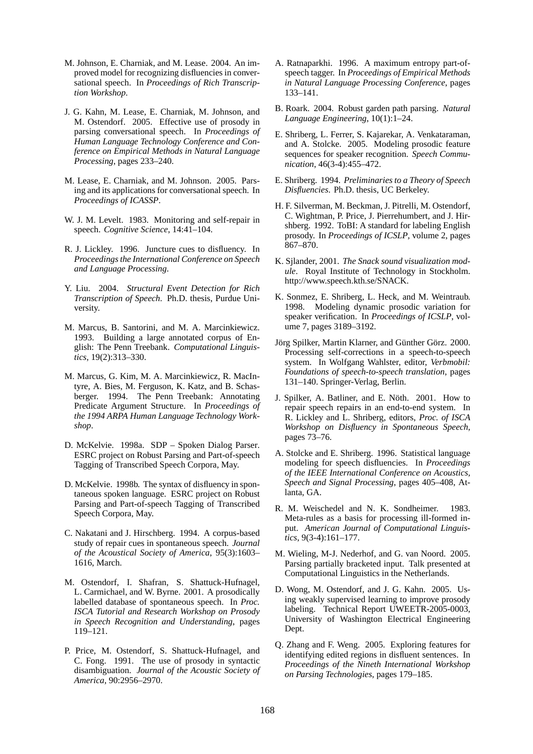M. Johnson, E. Charniak, and M. Lease. 2004. An improved model for recognizing disfluencies in conversational speech. In *Proceedings of Rich Transcription Workshop*.

J. G. Kahn, M. Lease, E. Charniak, M. Johnson, and M. Ostendorf. 2005. Effective use of prosody in parsing conversational speech. In *Proceedings of Human Language Technology Conference and Conference on Empirical Methods in Natural Language Processing*, pages 233–240.

M. Lease, E. Charniak, and M. Johnson. 2005. Parsing and its applications for conversational speech. In *Proceedings of ICASSP*.

W. J. M. Levelt. 1983. Monitoring and self-repair in speech. *Cognitive Science*, 14:41–104.

R. J. Lickley. 1996. Juncture cues to disfluency. In *Proceedings the International Conference on Speech and Language Processing*.

Y. Liu. 2004. *Structural Event Detection for Rich Transcription of Speech*. Ph.D. thesis, Purdue University.

M. Marcus, B. Santorini, and M. A. Marcinkiewicz. 1993. Building a large annotated corpus of English: The Penn Treebank. *Computational Linguistics*, 19(2):313–330.

M. Marcus, G. Kim, M. A. Marcinkiewicz, R. MacIntyre, A. Bies, M. Ferguson, K. Katz, and B. Schasberger. 1994. The Penn Treebank: Annotating Predicate Argument Structure. In *Proceedings of the 1994 ARPA Human Language Technology Workshop*.

D. McKelvie. 1998a. SDP – Spoken Dialog Parser. ESRC project on Robust Parsing and Part-of-speech Tagging of Transcribed Speech Corpora, May.

D. McKelvie. 1998b. The syntax of disfluency in spontaneous spoken language. ESRC project on Robust Parsing and Part-of-speech Tagging of Transcribed Speech Corpora, May.

C. Nakatani and J. Hirschberg. 1994. A corpus-based study of repair cues in spontaneous speech. *Journal of the Acoustical Society of America*, 95(3):1603–1616, March.

M. Ostendorf, I. Shafran, S. Shattuck-Hufnagel, L. Carmichael, and W. Byrne. 2001. A prosodically labelled database of spontaneous speech. In *Proc. ISCA Tutorial and Research Workshop on Prosody in Speech Recognition and Understanding*, pages 119–121.

P. Price, M. Ostendorf, S. Shattuck-Hufnagel, and C. Fong. 1991. The use of prosody in syntactic disambiguation. *Journal of the Acoustic Society of America*, 90:2956–2970.

A. Ratnaparkhi. 1996. A maximum entropy part-of-speech tagger. In *Proceedings of Empirical Methods in Natural Language Processing Conference*, pages 133–141.

B. Roark. 2004. Robust garden path parsing. *Natural Language Engineering*, 10(1):1–24.

E. Shriberg, L. Ferrer, S. Kajarekar, A. Venkataraman, and A. Stolcke. 2005. Modeling prosodic feature sequences for speaker recognition. *Speech Communication*, 46(3-4):455–472.

E. Shriberg. 1994. *Preliminaries to a Theory of Speech Disfluencies*. Ph.D. thesis, UC Berkeley.

H. F. Silverman, M. Beckman, J. Pitrelli, M. Ostendorf, C. Wightman, P. Price, J. Pierrehumbert, and J. Hirshberg. 1992. ToBI: A standard for labeling English prosody. In *Proceedings of ICSLP*, volume 2, pages 867–870.

K. Sjlander, 2001. *The Snack sound visualization module*. Royal Institute of Technology in Stockholm. http://www.speech.kth.se/SNACK.

K. Sonmez, E. Shriberg, L. Heck, and M. Weintraub. 1998. Modeling dynamic prosodic variation for speaker verification. In *Proceedings of ICSLP*, volume 7, pages 3189–3192.

Jörg Spilker, Martin Klarner, and Günther Görz. 2000. Processing self-corrections in a speech-to-speech system. In Wolfgang Wahlster, editor, *Verbmobil: Foundations of speech-to-speech translation*, pages 131–140. Springer-Verlag, Berlin.

J. Spilker, A. Batliner, and E. Nöth. 2001. How to repair speech repairs in an end-to-end system. In R. Lickley and L. Shriberg, editors, *Proc. of ISCA Workshop on Disfluency in Spontaneous Speech*, pages 73–76.

A. Stolcke and E. Shriberg. 1996. Statistical language modeling for speech disfluencies. In *Proceedings of the IEEE International Conference on Acoustics, Speech and Signal Processing*, pages 405–408, Atlanta, GA.

R. M. Weischedel and N. K. Sondheimer. 1983. Meta-rules as a basis for processing ill-formed input. *American Journal of Computational Linguistics*, 9(3-4):161–177.

M. Wieling, M-J. Nederhof, and G. van Noord. 2005. Parsing partially bracketed input. Talk presented at Computational Linguistics in the Netherlands.

D. Wong, M. Ostendorf, and J. G. Kahn. 2005. Using weakly supervised learning to improve prosody labeling. Technical Report UWEETR-2005-0003, University of Washington Electrical Engineering Dept.

Q. Zhang and F. Weng. 2005. Exploring features for identifying edited regions in disfluent sentences. In *Proceedings of the Nineth International Workshop on Parsing Technologies*, pages 179–185.